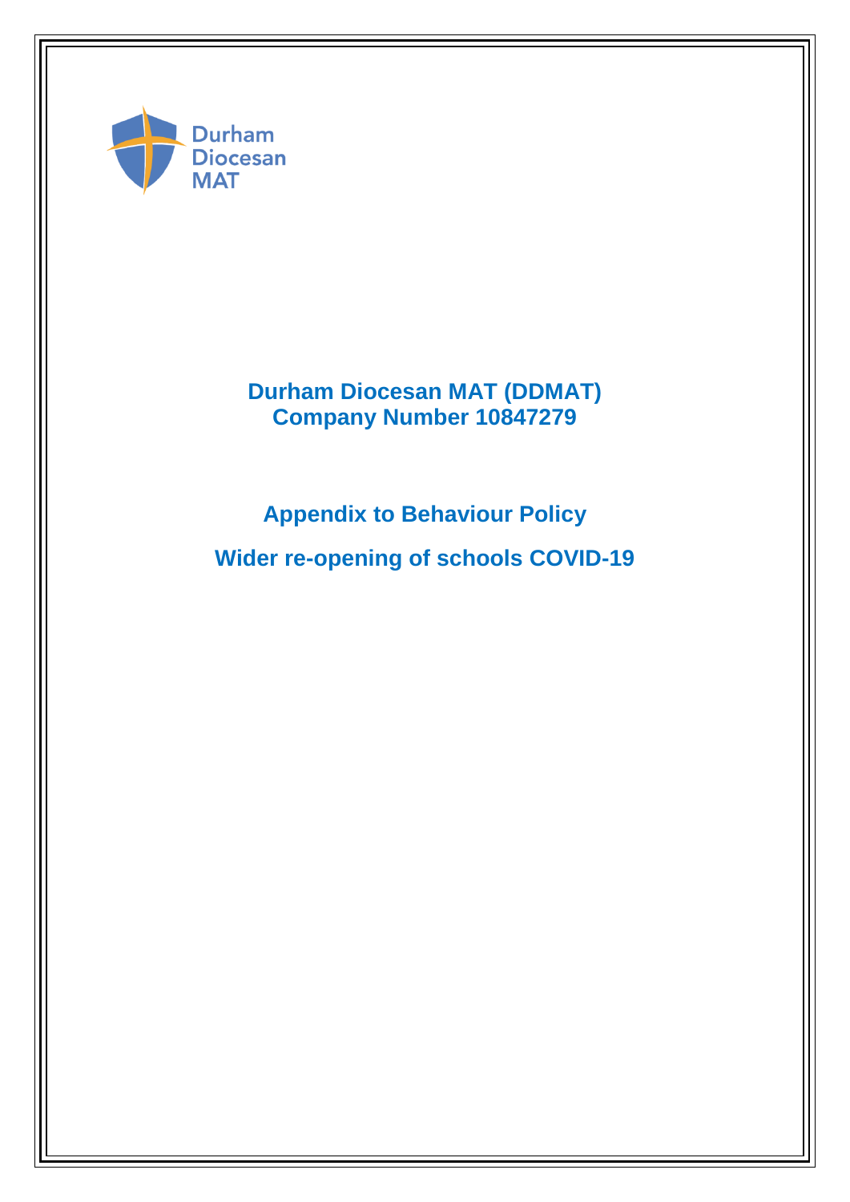Durham Diocesan MAT

# Durham Diocesan MAT (DDMAT)
# Company Number 10847279

## Appendix to Behaviour Policy

## Wider re-opening of schools COVID-19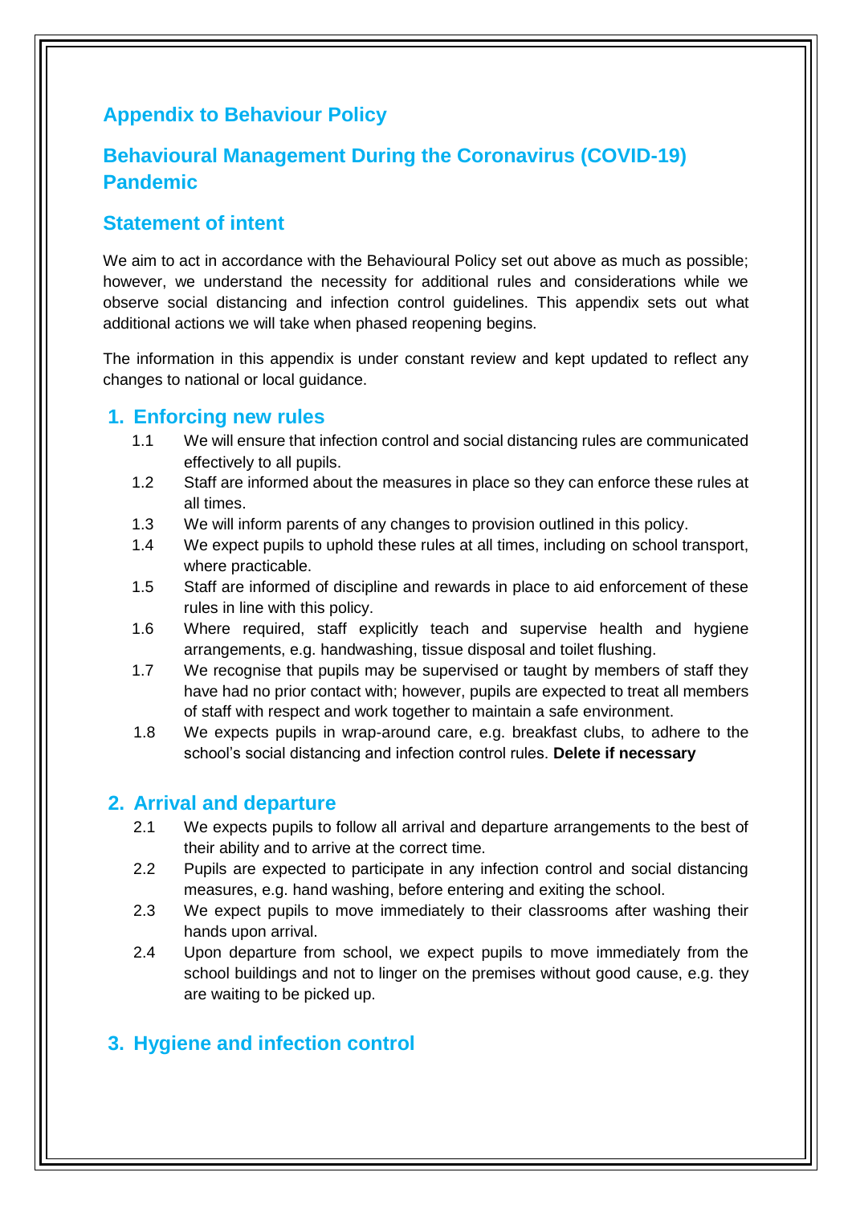## Appendix to Behaviour Policy

## Behavioural Management During the Coronavirus (COVID-19) Pandemic

### Statement of intent

We aim to act in accordance with the Behavioural Policy set out above as much as possible; however, we understand the necessity for additional rules and considerations while we observe social distancing and infection control guidelines. This appendix sets out what additional actions we will take when phased reopening begins.

The information in this appendix is under constant review and kept updated to reflect any changes to national or local guidance.

### 1. Enforcing new rules

1.1 We will ensure that infection control and social distancing rules are communicated effectively to all pupils.

1.2 Staff are informed about the measures in place so they can enforce these rules at all times.

1.3 We will inform parents of any changes to provision outlined in this policy.

1.4 We expect pupils to uphold these rules at all times, including on school transport, where practicable.

1.5 Staff are informed of discipline and rewards in place to aid enforcement of these rules in line with this policy.

1.6 Where required, staff explicitly teach and supervise health and hygiene arrangements, e.g. handwashing, tissue disposal and toilet flushing.

1.7 We recognise that pupils may be supervised or taught by members of staff they have had no prior contact with; however, pupils are expected to treat all members of staff with respect and work together to maintain a safe environment.

1.8 We expects pupils in wrap-around care, e.g. breakfast clubs, to adhere to the school's social distancing and infection control rules. **Delete if necessary**

### 2. Arrival and departure

2.1 We expects pupils to follow all arrival and departure arrangements to the best of their ability and to arrive at the correct time.

2.2 Pupils are expected to participate in any infection control and social distancing measures, e.g. hand washing, before entering and exiting the school.

2.3 We expect pupils to move immediately to their classrooms after washing their hands upon arrival.

2.4 Upon departure from school, we expect pupils to move immediately from the school buildings and not to linger on the premises without good cause, e.g. they are waiting to be picked up.

### 3. Hygiene and infection control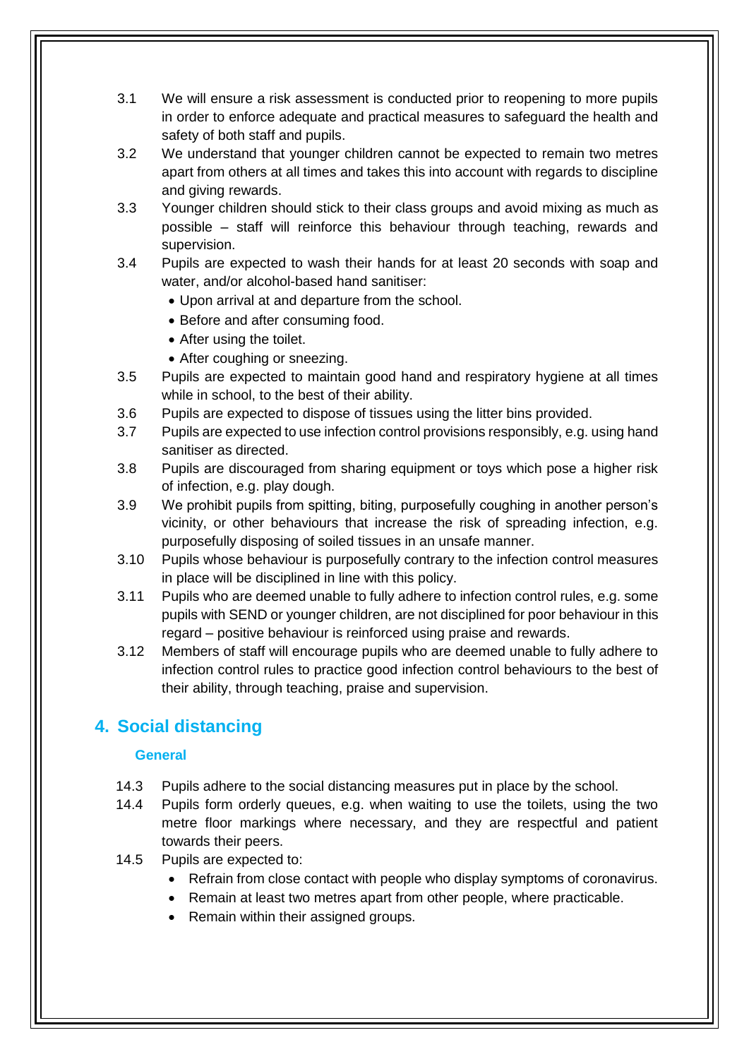3.1 We will ensure a risk assessment is conducted prior to reopening to more pupils in order to enforce adequate and practical measures to safeguard the health and safety of both staff and pupils.

3.2 We understand that younger children cannot be expected to remain two metres apart from others at all times and takes this into account with regards to discipline and giving rewards.

3.3 Younger children should stick to their class groups and avoid mixing as much as possible – staff will reinforce this behaviour through teaching, rewards and supervision.

3.4 Pupils are expected to wash their hands for at least 20 seconds with soap and water, and/or alcohol-based hand sanitiser:

- Upon arrival at and departure from the school.
- Before and after consuming food.
- After using the toilet.
- After coughing or sneezing.

3.5 Pupils are expected to maintain good hand and respiratory hygiene at all times while in school, to the best of their ability.

3.6 Pupils are expected to dispose of tissues using the litter bins provided.

3.7 Pupils are expected to use infection control provisions responsibly, e.g. using hand sanitiser as directed.

3.8 Pupils are discouraged from sharing equipment or toys which pose a higher risk of infection, e.g. play dough.

3.9 We prohibit pupils from spitting, biting, purposefully coughing in another person's vicinity, or other behaviours that increase the risk of spreading infection, e.g. purposefully disposing of soiled tissues in an unsafe manner.

3.10 Pupils whose behaviour is purposefully contrary to the infection control measures in place will be disciplined in line with this policy.

3.11 Pupils who are deemed unable to fully adhere to infection control rules, e.g. some pupils with SEND or younger children, are not disciplined for poor behaviour in this regard – positive behaviour is reinforced using praise and rewards.

3.12 Members of staff will encourage pupils who are deemed unable to fully adhere to infection control rules to practice good infection control behaviours to the best of their ability, through teaching, praise and supervision.

## 4. Social distancing

### General

14.3 Pupils adhere to the social distancing measures put in place by the school.

14.4 Pupils form orderly queues, e.g. when waiting to use the toilets, using the two metre floor markings where necessary, and they are respectful and patient towards their peers.

14.5 Pupils are expected to:

- Refrain from close contact with people who display symptoms of coronavirus.
- Remain at least two metres apart from other people, where practicable.
- Remain within their assigned groups.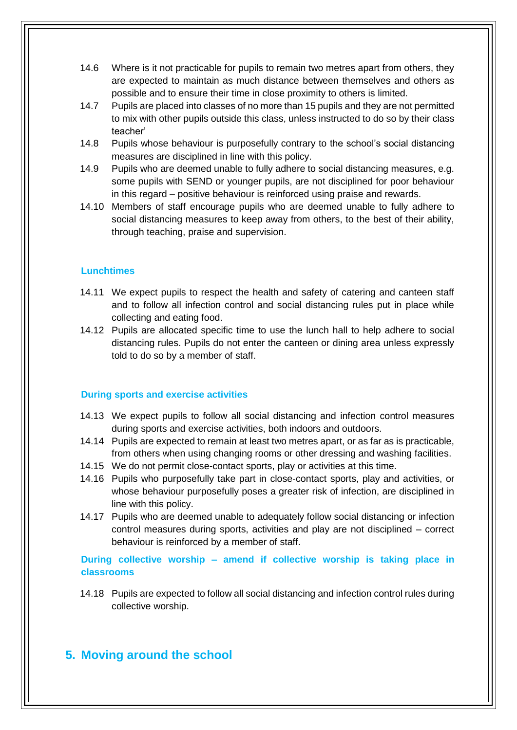14.6 Where is it not practicable for pupils to remain two metres apart from others, they are expected to maintain as much distance between themselves and others as possible and to ensure their time in close proximity to others is limited.

14.7 Pupils are placed into classes of no more than 15 pupils and they are not permitted to mix with other pupils outside this class, unless instructed to do so by their class teacher'

14.8 Pupils whose behaviour is purposefully contrary to the school's social distancing measures are disciplined in line with this policy.

14.9 Pupils who are deemed unable to fully adhere to social distancing measures, e.g. some pupils with SEND or younger pupils, are not disciplined for poor behaviour in this regard – positive behaviour is reinforced using praise and rewards.

14.10 Members of staff encourage pupils who are deemed unable to fully adhere to social distancing measures to keep away from others, to the best of their ability, through teaching, praise and supervision.

#### Lunchtimes

14.11 We expect pupils to respect the health and safety of catering and canteen staff and to follow all infection control and social distancing rules put in place while collecting and eating food.

14.12 Pupils are allocated specific time to use the lunch hall to help adhere to social distancing rules. Pupils do not enter the canteen or dining area unless expressly told to do so by a member of staff.

#### During sports and exercise activities

14.13 We expect pupils to follow all social distancing and infection control measures during sports and exercise activities, both indoors and outdoors.

14.14 Pupils are expected to remain at least two metres apart, or as far as is practicable, from others when using changing rooms or other dressing and washing facilities.

14.15 We do not permit close-contact sports, play or activities at this time.

14.16 Pupils who purposefully take part in close-contact sports, play and activities, or whose behaviour purposefully poses a greater risk of infection, are disciplined in line with this policy.

14.17 Pupils who are deemed unable to adequately follow social distancing or infection control measures during sports, activities and play are not disciplined – correct behaviour is reinforced by a member of staff.

#### During collective worship – amend if collective worship is taking place in classrooms

14.18 Pupils are expected to follow all social distancing and infection control rules during collective worship.

## 5. Moving around the school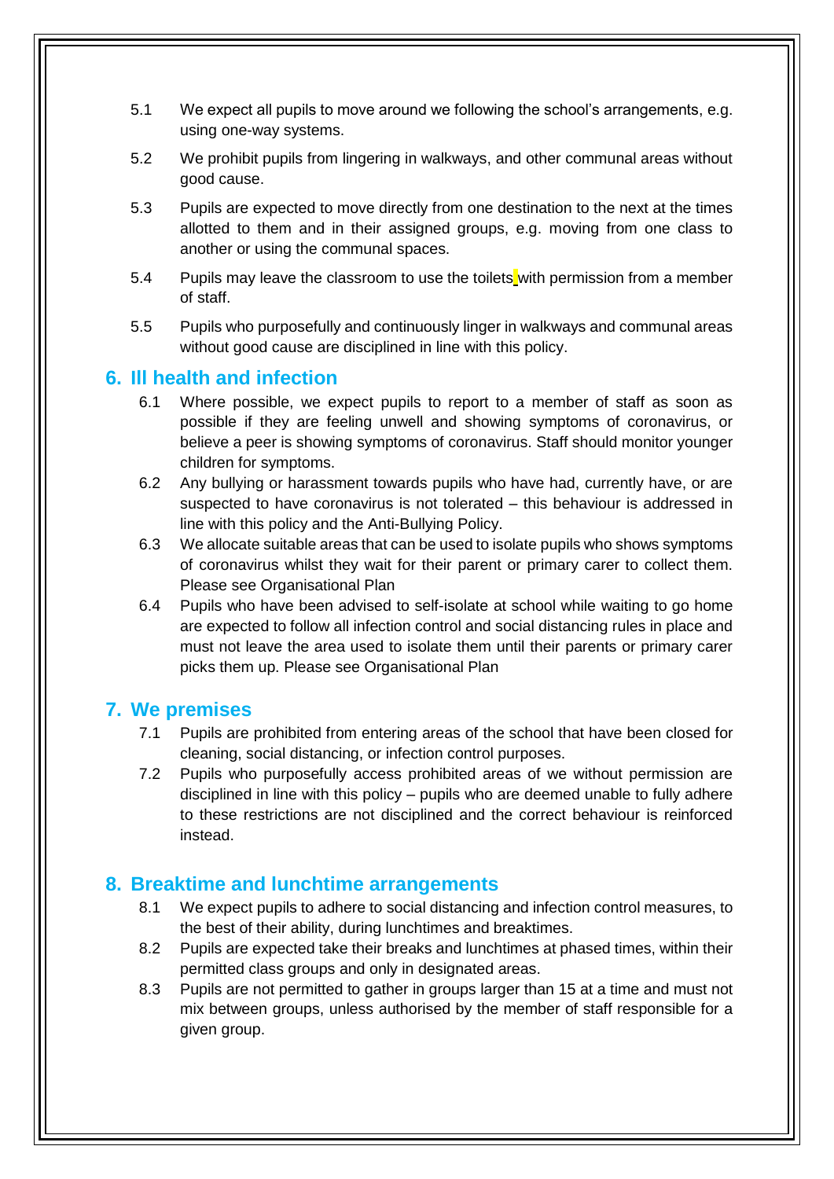5.1 We expect all pupils to move around we following the school's arrangements, e.g. using one-way systems.

5.2 We prohibit pupils from lingering in walkways, and other communal areas without good cause.

5.3 Pupils are expected to move directly from one destination to the next at the times allotted to them and in their assigned groups, e.g. moving from one class to another or using the communal spaces.

5.4 Pupils may leave the classroom to use the toilets with permission from a member of staff.

5.5 Pupils who purposefully and continuously linger in walkways and communal areas without good cause are disciplined in line with this policy.

## 6. Ill health and infection

6.1 Where possible, we expect pupils to report to a member of staff as soon as possible if they are feeling unwell and showing symptoms of coronavirus, or believe a peer is showing symptoms of coronavirus. Staff should monitor younger children for symptoms.

6.2 Any bullying or harassment towards pupils who have had, currently have, or are suspected to have coronavirus is not tolerated – this behaviour is addressed in line with this policy and the Anti-Bullying Policy.

6.3 We allocate suitable areas that can be used to isolate pupils who shows symptoms of coronavirus whilst they wait for their parent or primary carer to collect them. Please see Organisational Plan

6.4 Pupils who have been advised to self-isolate at school while waiting to go home are expected to follow all infection control and social distancing rules in place and must not leave the area used to isolate them until their parents or primary carer picks them up. Please see Organisational Plan

## 7. We premises

7.1 Pupils are prohibited from entering areas of the school that have been closed for cleaning, social distancing, or infection control purposes.

7.2 Pupils who purposefully access prohibited areas of we without permission are disciplined in line with this policy – pupils who are deemed unable to fully adhere to these restrictions are not disciplined and the correct behaviour is reinforced instead.

## 8. Breaktime and lunchtime arrangements

8.1 We expect pupils to adhere to social distancing and infection control measures, to the best of their ability, during lunchtimes and breaktimes.

8.2 Pupils are expected take their breaks and lunchtimes at phased times, within their permitted class groups and only in designated areas.

8.3 Pupils are not permitted to gather in groups larger than 15 at a time and must not mix between groups, unless authorised by the member of staff responsible for a given group.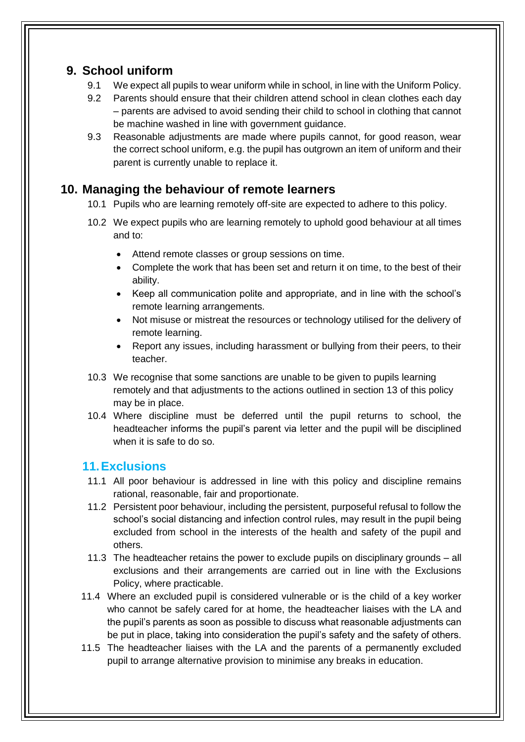## 9. School uniform

9.1 We expect all pupils to wear uniform while in school, in line with the Uniform Policy.

9.2 Parents should ensure that their children attend school in clean clothes each day – parents are advised to avoid sending their child to school in clothing that cannot be machine washed in line with government guidance.

9.3 Reasonable adjustments are made where pupils cannot, for good reason, wear the correct school uniform, e.g. the pupil has outgrown an item of uniform and their parent is currently unable to replace it.

## 10. Managing the behaviour of remote learners

10.1 Pupils who are learning remotely off-site are expected to adhere to this policy.

10.2 We expect pupils who are learning remotely to uphold good behaviour at all times and to:

- Attend remote classes or group sessions on time.
- Complete the work that has been set and return it on time, to the best of their ability.
- Keep all communication polite and appropriate, and in line with the school's remote learning arrangements.
- Not misuse or mistreat the resources or technology utilised for the delivery of remote learning.
- Report any issues, including harassment or bullying from their peers, to their teacher.

10.3 We recognise that some sanctions are unable to be given to pupils learning remotely and that adjustments to the actions outlined in section 13 of this policy may be in place.

10.4 Where discipline must be deferred until the pupil returns to school, the headteacher informs the pupil's parent via letter and the pupil will be disciplined when it is safe to do so.

## 11. Exclusions

11.1 All poor behaviour is addressed in line with this policy and discipline remains rational, reasonable, fair and proportionate.

11.2 Persistent poor behaviour, including the persistent, purposeful refusal to follow the school's social distancing and infection control rules, may result in the pupil being excluded from school in the interests of the health and safety of the pupil and others.

11.3 The headteacher retains the power to exclude pupils on disciplinary grounds – all exclusions and their arrangements are carried out in line with the Exclusions Policy, where practicable.

11.4 Where an excluded pupil is considered vulnerable or is the child of a key worker who cannot be safely cared for at home, the headteacher liaises with the LA and the pupil's parents as soon as possible to discuss what reasonable adjustments can be put in place, taking into consideration the pupil's safety and the safety of others.

11.5 The headteacher liaises with the LA and the parents of a permanently excluded pupil to arrange alternative provision to minimise any breaks in education.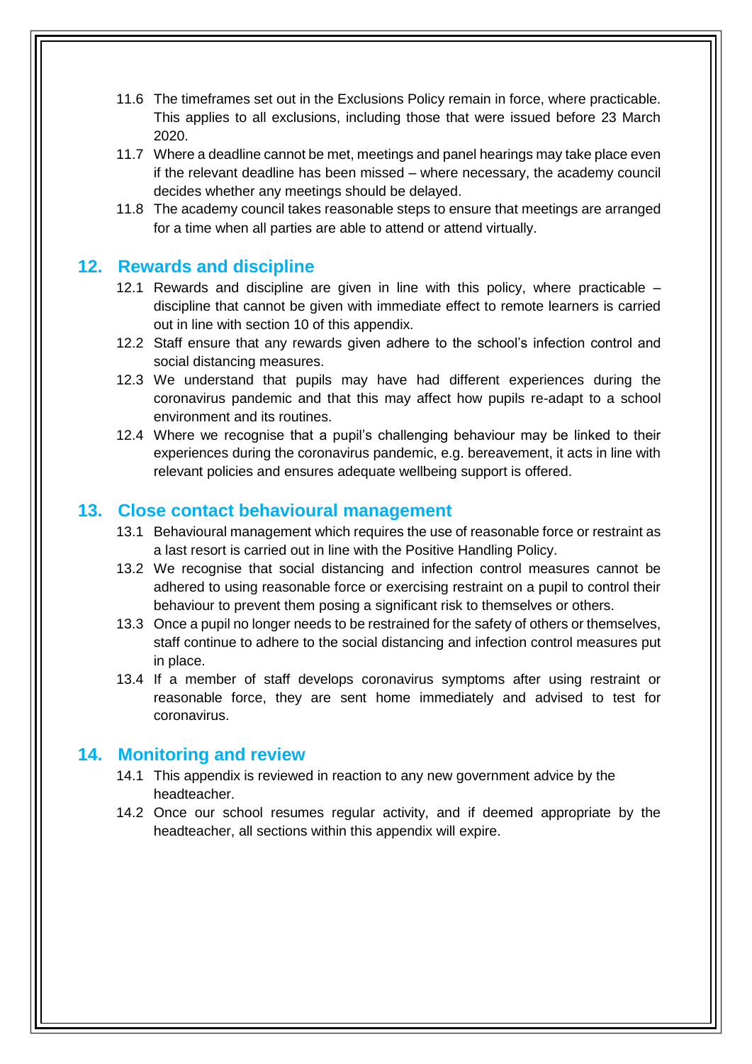11.6 The timeframes set out in the Exclusions Policy remain in force, where practicable. This applies to all exclusions, including those that were issued before 23 March 2020.

11.7 Where a deadline cannot be met, meetings and panel hearings may take place even if the relevant deadline has been missed – where necessary, the academy council decides whether any meetings should be delayed.

11.8 The academy council takes reasonable steps to ensure that meetings are arranged for a time when all parties are able to attend or attend virtually.

## 12. Rewards and discipline

12.1 Rewards and discipline are given in line with this policy, where practicable – discipline that cannot be given with immediate effect to remote learners is carried out in line with section 10 of this appendix.

12.2 Staff ensure that any rewards given adhere to the school's infection control and social distancing measures.

12.3 We understand that pupils may have had different experiences during the coronavirus pandemic and that this may affect how pupils re-adapt to a school environment and its routines.

12.4 Where we recognise that a pupil's challenging behaviour may be linked to their experiences during the coronavirus pandemic, e.g. bereavement, it acts in line with relevant policies and ensures adequate wellbeing support is offered.

## 13. Close contact behavioural management

13.1 Behavioural management which requires the use of reasonable force or restraint as a last resort is carried out in line with the Positive Handling Policy.

13.2 We recognise that social distancing and infection control measures cannot be adhered to using reasonable force or exercising restraint on a pupil to control their behaviour to prevent them posing a significant risk to themselves or others.

13.3 Once a pupil no longer needs to be restrained for the safety of others or themselves, staff continue to adhere to the social distancing and infection control measures put in place.

13.4 If a member of staff develops coronavirus symptoms after using restraint or reasonable force, they are sent home immediately and advised to test for coronavirus.

## 14. Monitoring and review

14.1 This appendix is reviewed in reaction to any new government advice by the headteacher.

14.2 Once our school resumes regular activity, and if deemed appropriate by the headteacher, all sections within this appendix will expire.